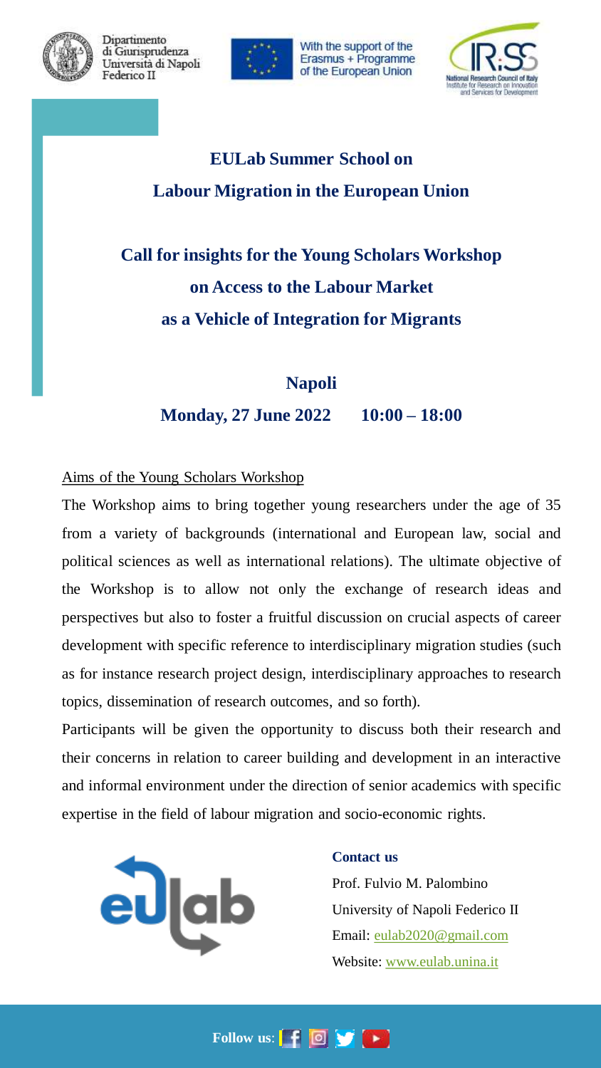Dipartimento di Giurisprudenza Università di Napoli Federico II

With the support of the Erasmus + Programme of the European Union

National Research Council of Italy Institute for Research on Innovation and Services for Development

# EULab Summer School on Labour Migration in the European Union

## Call for insights for the Young Scholars Workshop on Access to the Labour Market as a Vehicle of Integration for Migrants

**Napoli**

**Monday, 27 June 2022 10:00 – 18:00**

Aims of the Young Scholars Workshop

The Workshop aims to bring together young researchers under the age of 35 from a variety of backgrounds (international and European law, social and political sciences as well as international relations). The ultimate objective of the Workshop is to allow not only the exchange of research ideas and perspectives but also to foster a fruitful discussion on crucial aspects of career development with specific reference to interdisciplinary migration studies (such as for instance research project design, interdisciplinary approaches to research topics, dissemination of research outcomes, and so forth).

Participants will be given the opportunity to discuss both their research and their concerns in relation to career building and development in an interactive and informal environment under the direction of senior academics with specific expertise in the field of labour migration and socio-economic rights.

**Contact us**

Prof. Fulvio M. Palombino

University of Napoli Federico II

Email: eulab2020@gmail.com

Website: www.eulab.unina.it

**Follow us:**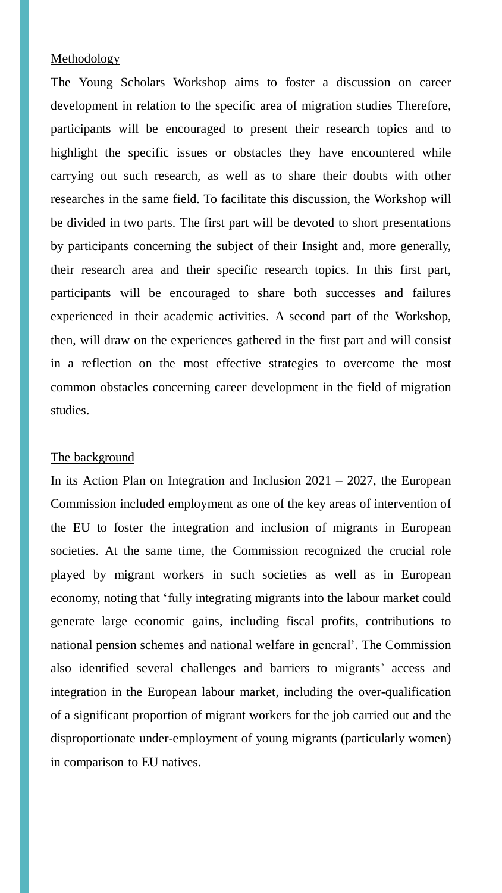Methodology

The Young Scholars Workshop aims to foster a discussion on career development in relation to the specific area of migration studies Therefore, participants will be encouraged to present their research topics and to highlight the specific issues or obstacles they have encountered while carrying out such research, as well as to share their doubts with other researches in the same field. To facilitate this discussion, the Workshop will be divided in two parts. The first part will be devoted to short presentations by participants concerning the subject of their Insight and, more generally, their research area and their specific research topics. In this first part, participants will be encouraged to share both successes and failures experienced in their academic activities. A second part of the Workshop, then, will draw on the experiences gathered in the first part and will consist in a reflection on the most effective strategies to overcome the most common obstacles concerning career development in the field of migration studies.

The background

In its Action Plan on Integration and Inclusion 2021 – 2027, the European Commission included employment as one of the key areas of intervention of the EU to foster the integration and inclusion of migrants in European societies. At the same time, the Commission recognized the crucial role played by migrant workers in such societies as well as in European economy, noting that 'fully integrating migrants into the labour market could generate large economic gains, including fiscal profits, contributions to national pension schemes and national welfare in general'. The Commission also identified several challenges and barriers to migrants' access and integration in the European labour market, including the over-qualification of a significant proportion of migrant workers for the job carried out and the disproportionate under-employment of young migrants (particularly women) in comparison to EU natives.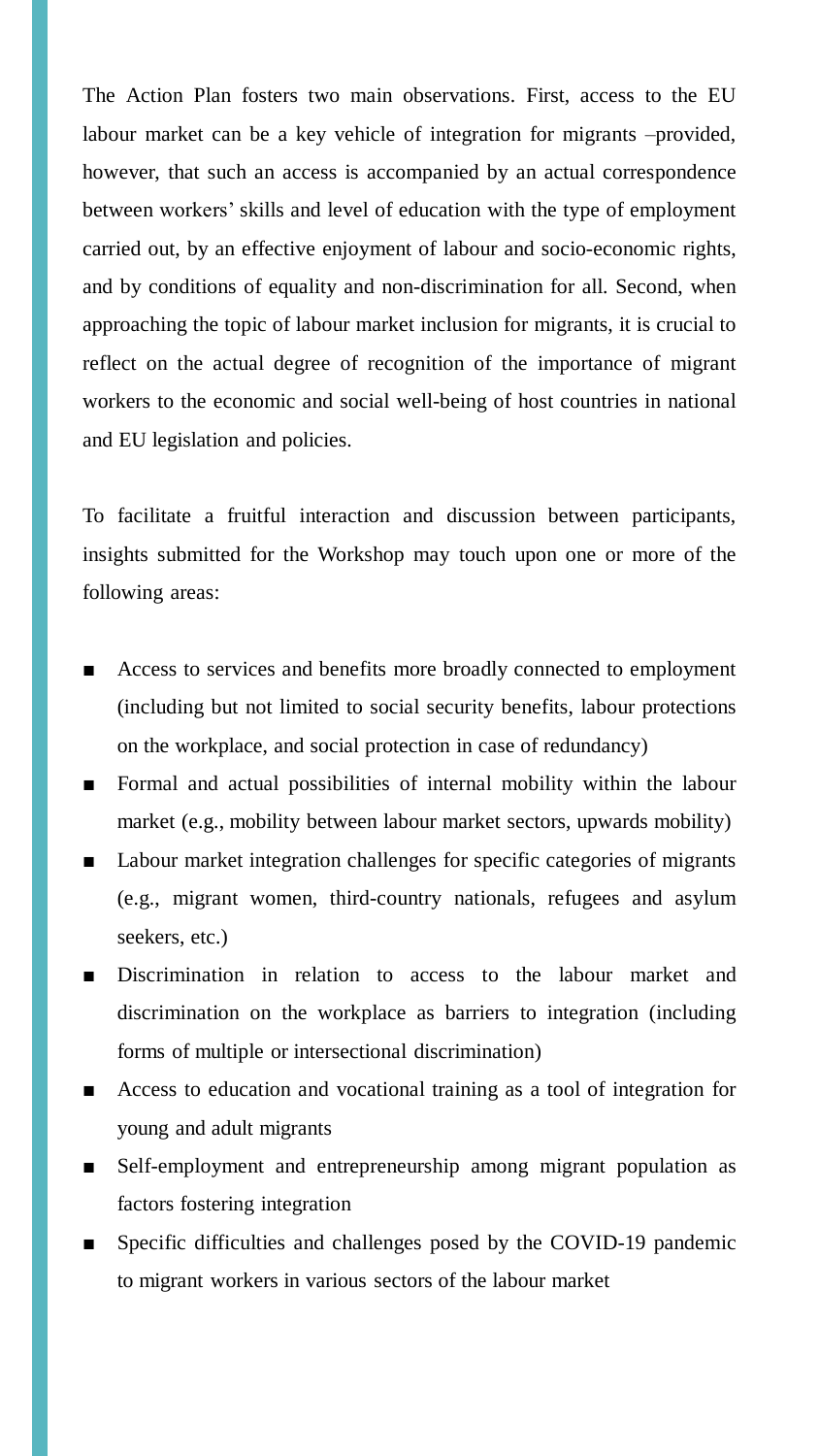The Action Plan fosters two main observations. First, access to the EU labour market can be a key vehicle of integration for migrants –provided, however, that such an access is accompanied by an actual correspondence between workers' skills and level of education with the type of employment carried out, by an effective enjoyment of labour and socio-economic rights, and by conditions of equality and non-discrimination for all. Second, when approaching the topic of labour market inclusion for migrants, it is crucial to reflect on the actual degree of recognition of the importance of migrant workers to the economic and social well-being of host countries in national and EU legislation and policies.

To facilitate a fruitful interaction and discussion between participants, insights submitted for the Workshop may touch upon one or more of the following areas:

- Access to services and benefits more broadly connected to employment (including but not limited to social security benefits, labour protections on the workplace, and social protection in case of redundancy)
- Formal and actual possibilities of internal mobility within the labour market (e.g., mobility between labour market sectors, upwards mobility)
- Labour market integration challenges for specific categories of migrants (e.g., migrant women, third-country nationals, refugees and asylum seekers, etc.)
- Discrimination in relation to access to the labour market and discrimination on the workplace as barriers to integration (including forms of multiple or intersectional discrimination)
- Access to education and vocational training as a tool of integration for young and adult migrants
- Self-employment and entrepreneurship among migrant population as factors fostering integration
- Specific difficulties and challenges posed by the COVID-19 pandemic to migrant workers in various sectors of the labour market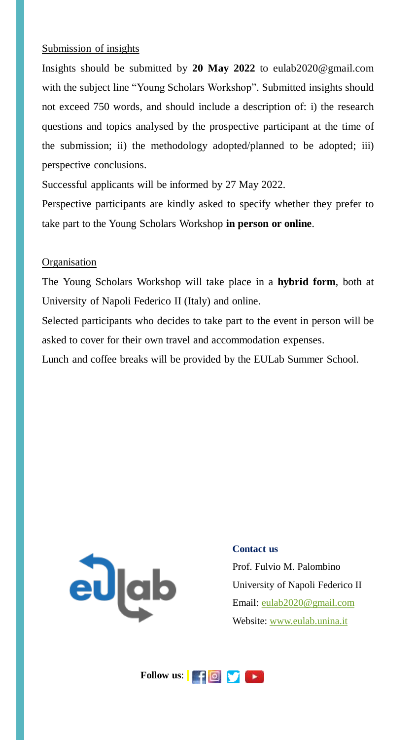Submission of insights

Insights should be submitted by **20 May 2022** to eulab2020@gmail.com with the subject line "Young Scholars Workshop". Submitted insights should not exceed 750 words, and should include a description of: i) the research questions and topics analysed by the prospective participant at the time of the submission; ii) the methodology adopted/planned to be adopted; iii) perspective conclusions.

Successful applicants will be informed by 27 May 2022.

Perspective participants are kindly asked to specify whether they prefer to take part to the Young Scholars Workshop **in person or online**.

Organisation

The Young Scholars Workshop will take place in a **hybrid form**, both at University of Napoli Federico II (Italy) and online.

Selected participants who decides to take part to the event in person will be asked to cover for their own travel and accommodation expenses.

Lunch and coffee breaks will be provided by the EULab Summer School.

eulab

**Contact us**

Prof. Fulvio M. Palombino

University of Napoli Federico II

Email: eulab2020@gmail.com

Website: www.eulab.unina.it

**Follow us**: